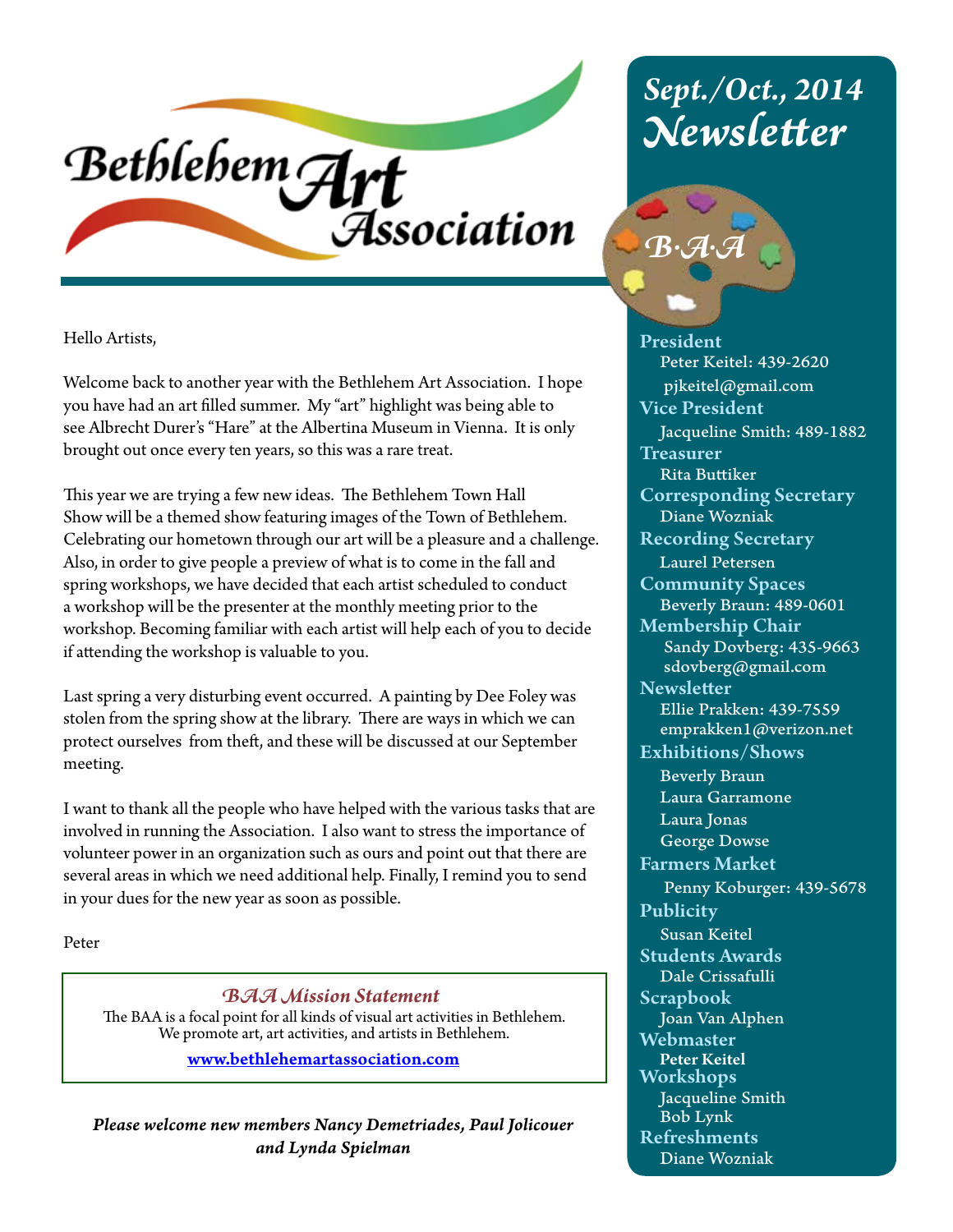# Bethlehem Art Association

## Sept./Oct., 2014 Newsletter

B·A·A

Hello Artists,

Welcome back to another year with the Bethlehem Art Association. I hope you have had an art filled summer. My "art" highlight was being able to see Albrecht Durer's "Hare" at the Albertina Museum in Vienna. It is only brought out once every ten years, so this was a rare treat.

This year we are trying a few new ideas. The Bethlehem Town Hall Show will be a themed show featuring images of the Town of Bethlehem. Celebrating our hometown through our art will be a pleasure and a challenge. Also, in order to give people a preview of what is to come in the fall and spring workshops, we have decided that each artist scheduled to conduct a workshop will be the presenter at the monthly meeting prior to the workshop. Becoming familiar with each artist will help each of you to decide if attending the workshop is valuable to you.

Last spring a very disturbing event occurred. A painting by Dee Foley was stolen from the spring show at the library. There are ways in which we can protect ourselves from theft, and these will be discussed at our September meeting.

I want to thank all the people who have helped with the various tasks that are involved in running the Association. I also want to stress the importance of volunteer power in an organization such as ours and point out that there are several areas in which we need additional help. Finally, I remind you to send in your dues for the new year as soon as possible.

Peter

### *BAA Mission Statement*

The BAA is a focal point for all kinds of visual art activities in Bethlehem. We promote art, art activities, and artists in Bethlehem.

www.bethlehemartassociation.com

***Please welcome new members Nancy Demetriades, Paul Jolicouer and Lynda Spielman***

**President**
Peter Keitel: 439-2620
pjkeitel@gmail.com

**Vice President**
Jacqueline Smith: 489-1882

**Treasurer**
Rita Buttiker

**Corresponding Secretary**
Diane Wozniak

**Recording Secretary**
Laurel Petersen

**Community Spaces**
Beverly Braun: 489-0601

**Membership Chair**
Sandy Dovberg: 435-9663
sdovberg@gmail.com

**Newsletter**
Ellie Prakken: 439-7559
emprakken1@verizon.net

**Exhibitions/Shows**
Beverly Braun
Laura Garramone
Laura Jonas
George Dowse

**Farmers Market**
Penny Koburger: 439-5678

**Publicity**
Susan Keitel

**Students Awards**
Dale Crissafulli

**Scrapbook**
Joan Van Alphen

**Webmaster**
Peter Keitel

**Workshops**
Jacqueline Smith
Bob Lynk

**Refreshments**
Diane Wozniak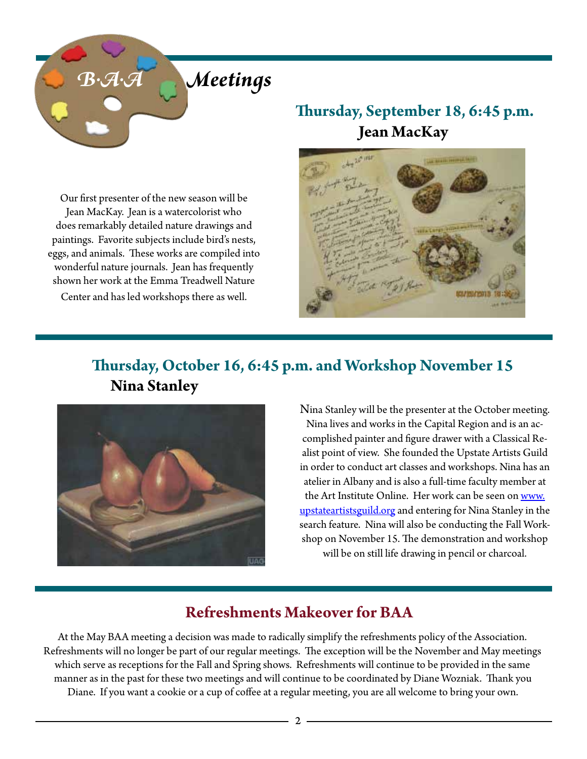# B·A·A Meetings

## Thursday, September 18, 6:45 p.m.

### Jean MacKay

Our first presenter of the new season will be Jean MacKay. Jean is a watercolorist who does remarkably detailed nature drawings and paintings. Favorite subjects include bird's nests, eggs, and animals. These works are compiled into wonderful nature journals. Jean has frequently shown her work at the Emma Treadwell Nature Center and has led workshops there as well.

## Thursday, October 16, 6:45 p.m. and Workshop November 15

### Nina Stanley

Nina Stanley will be the presenter at the October meeting. Nina lives and works in the Capital Region and is an accomplished painter and figure drawer with a Classical Realist point of view. She founded the Upstate Artists Guild in order to conduct art classes and workshops. Nina has an atelier in Albany and is also a full-time faculty member at the Art Institute Online. Her work can be seen on www.upstateartistsguild.org and entering for Nina Stanley in the search feature. Nina will also be conducting the Fall Workshop on November 15. The demonstration and workshop will be on still life drawing in pencil or charcoal.

## Refreshments Makeover for BAA

At the May BAA meeting a decision was made to radically simplify the refreshments policy of the Association. Refreshments will no longer be part of our regular meetings. The exception will be the November and May meetings which serve as receptions for the Fall and Spring shows. Refreshments will continue to be provided in the same manner as in the past for these two meetings and will continue to be coordinated by Diane Wozniak. Thank you Diane. If you want a cookie or a cup of coffee at a regular meeting, you are all welcome to bring your own.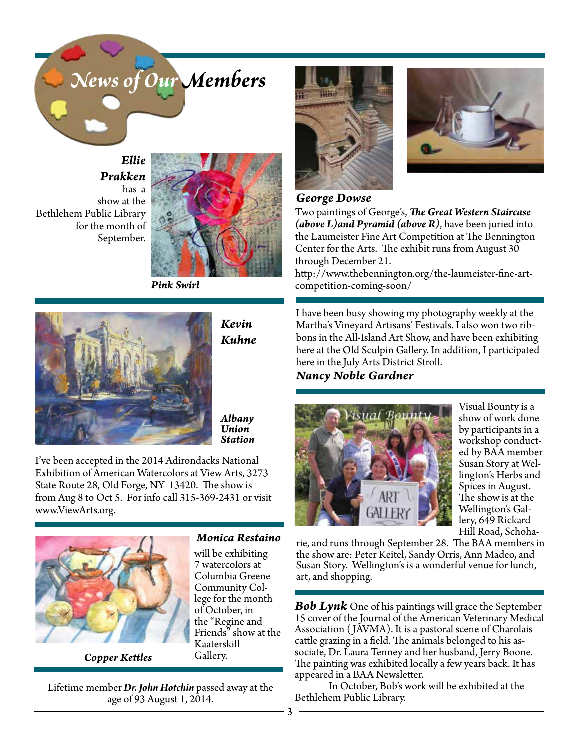# News of Our Members

***Ellie Prakken*** has a show at the Bethlehem Public Library for the month of September.

***Pink Swirl***

***George Dowse***

Two paintings of George's, ***The Great Western Staircase (above L)and Pyramid (above R)***, have been juried into the Laumeister Fine Art Competition at The Bennington Center for the Arts. The exhibit runs from August 30 through December 21.
http://www.thebennington.org/the-laumeister-fine-art-competition-coming-soon/

***Kevin Kuhne***

***Albany Union Station***

I've been accepted in the 2014 Adirondacks National Exhibition of American Watercolors at View Arts, 3273 State Route 28, Old Forge, NY 13420. The show is from Aug 8 to Oct 5. For info call 315-369-2431 or visit www.ViewArts.org.

I have been busy showing my photography weekly at the Martha's Vineyard Artisans' Festivals. I also won two ribbons in the All-Island Art Show, and have been exhibiting here at the Old Sculpin Gallery. In addition, I participated here in the July Arts District Stroll.

***Nancy Noble Gardner***

Visual Bounty is a show of work done by participants in a workshop conducted by BAA member Susan Story at Wellington's Herbs and Spices in August. The show is at the Wellington's Gallery, 649 Rickard Hill Road, Schoharie, and runs through September 28. The BAA members in the show are: Peter Keitel, Sandy Orris, Ann Madeo, and Susan Story. Wellington's is a wonderful venue for lunch, art, and shopping.

***Monica Restaino*** will be exhibiting 7 watercolors at Columbia Greene Community College for the month of October, in the "Regine and Friends" show at the Kaaterskill Gallery.

***Copper Kettles***

***Bob Lynk*** One of his paintings will grace the September 15 cover of the Journal of the American Veterinary Medical Association (JAVMA). It is a pastoral scene of Charolais cattle grazing in a field. The animals belonged to his associate, Dr. Laura Tenney and her husband, Jerry Boone. The painting was exhibited locally a few years back. It has appeared in a BAA Newsletter.

In October, Bob's work will be exhibited at the Bethlehem Public Library.

Lifetime member ***Dr. John Hotchin*** passed away at the age of 93 August 1, 2014.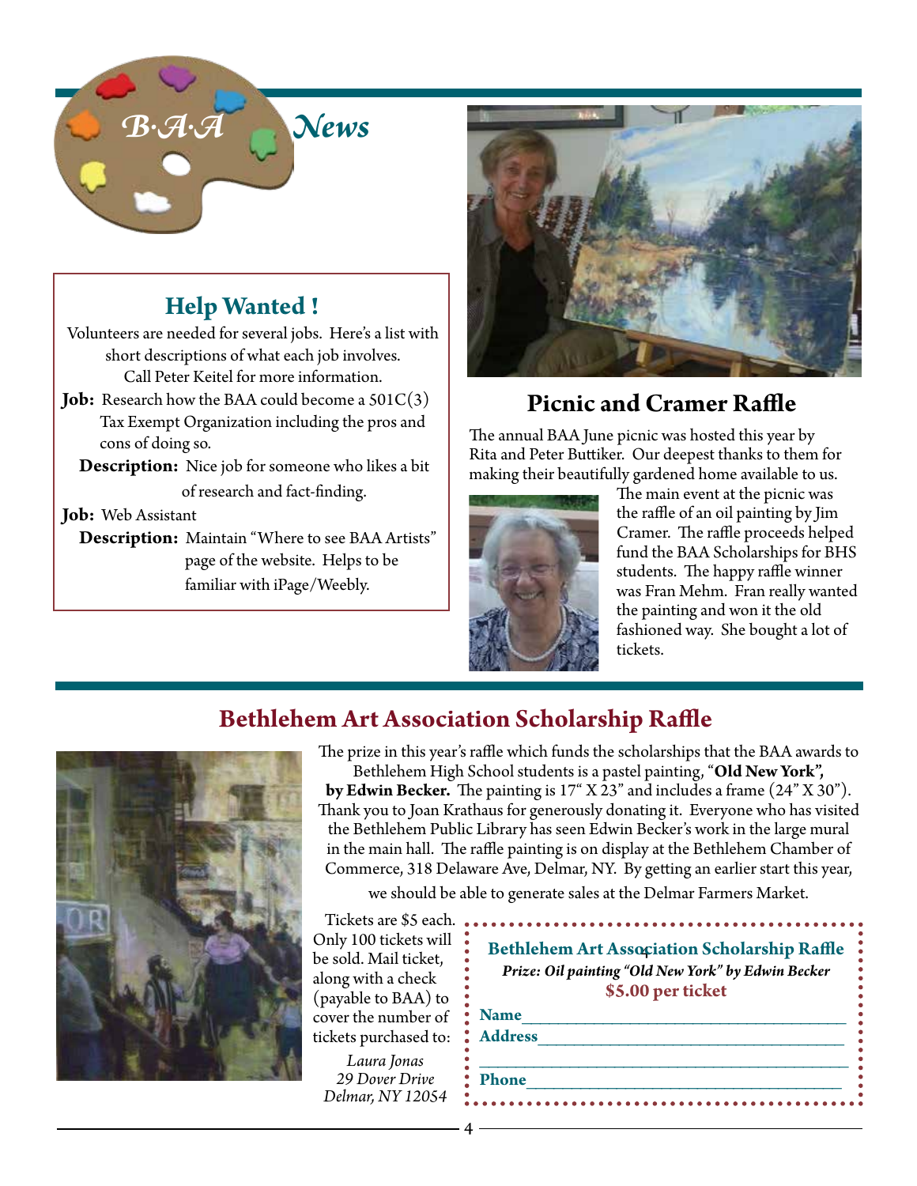# B·A·A News

## Help Wanted !

Volunteers are needed for several jobs. Here's a list with short descriptions of what each job involves. Call Peter Keitel for more information.

**Job:** Research how the BAA could become a 501C(3) Tax Exempt Organization including the pros and cons of doing so.

**Description:** Nice job for someone who likes a bit of research and fact-finding.

**Job:** Web Assistant

**Description:** Maintain "Where to see BAA Artists" page of the website. Helps to be familiar with iPage/Weebly.

## Picnic and Cramer Raffle

The annual BAA June picnic was hosted this year by Rita and Peter Buttiker. Our deepest thanks to them for making their beautifully gardened home available to us.

The main event at the picnic was the raffle of an oil painting by Jim Cramer. The raffle proceeds helped fund the BAA Scholarships for BHS students. The happy raffle winner was Fran Mehm. Fran really wanted the painting and won it the old fashioned way. She bought a lot of tickets.

## Bethlehem Art Association Scholarship Raffle

The prize in this year's raffle which funds the scholarships that the BAA awards to Bethlehem High School students is a pastel painting, "**Old New York", by Edwin Becker.** The painting is 17" X 23" and includes a frame (24" X 30"). Thank you to Joan Krathaus for generously donating it. Everyone who has visited the Bethlehem Public Library has seen Edwin Becker's work in the large mural in the main hall. The raffle painting is on display at the Bethlehem Chamber of Commerce, 318 Delaware Ave, Delmar, NY. By getting an earlier start this year, we should be able to generate sales at the Delmar Farmers Market.

Tickets are $5 each. Only 100 tickets will be sold. Mail ticket, along with a check (payable to BAA) to cover the number of tickets purchased to:

*Laura Jonas*
*29 Dover Drive*
*Delmar, NY 12054*

---

**Bethlehem Art Association Scholarship Raffle**

***Prize: Oil painting "Old New York" by Edwin Becker***

**$5.00 per ticket**

**Name**\_\_\_\_\_\_\_\_\_\_\_\_\_\_\_\_\_\_\_\_\_\_\_\_\_\_\_\_\_\_\_\_\_\_\_\_

**Address**\_\_\_\_\_\_\_\_\_\_\_\_\_\_\_\_\_\_\_\_\_\_\_\_\_\_\_\_\_\_\_\_\_\_

\_\_\_\_\_\_\_\_\_\_\_\_\_\_\_\_\_\_\_\_\_\_\_\_\_\_\_\_\_\_\_\_\_\_\_\_\_\_\_\_\_\_

**Phone**\_\_\_\_\_\_\_\_\_\_\_\_\_\_\_\_\_\_\_\_\_\_\_\_\_\_\_\_\_\_\_\_\_\_\_\_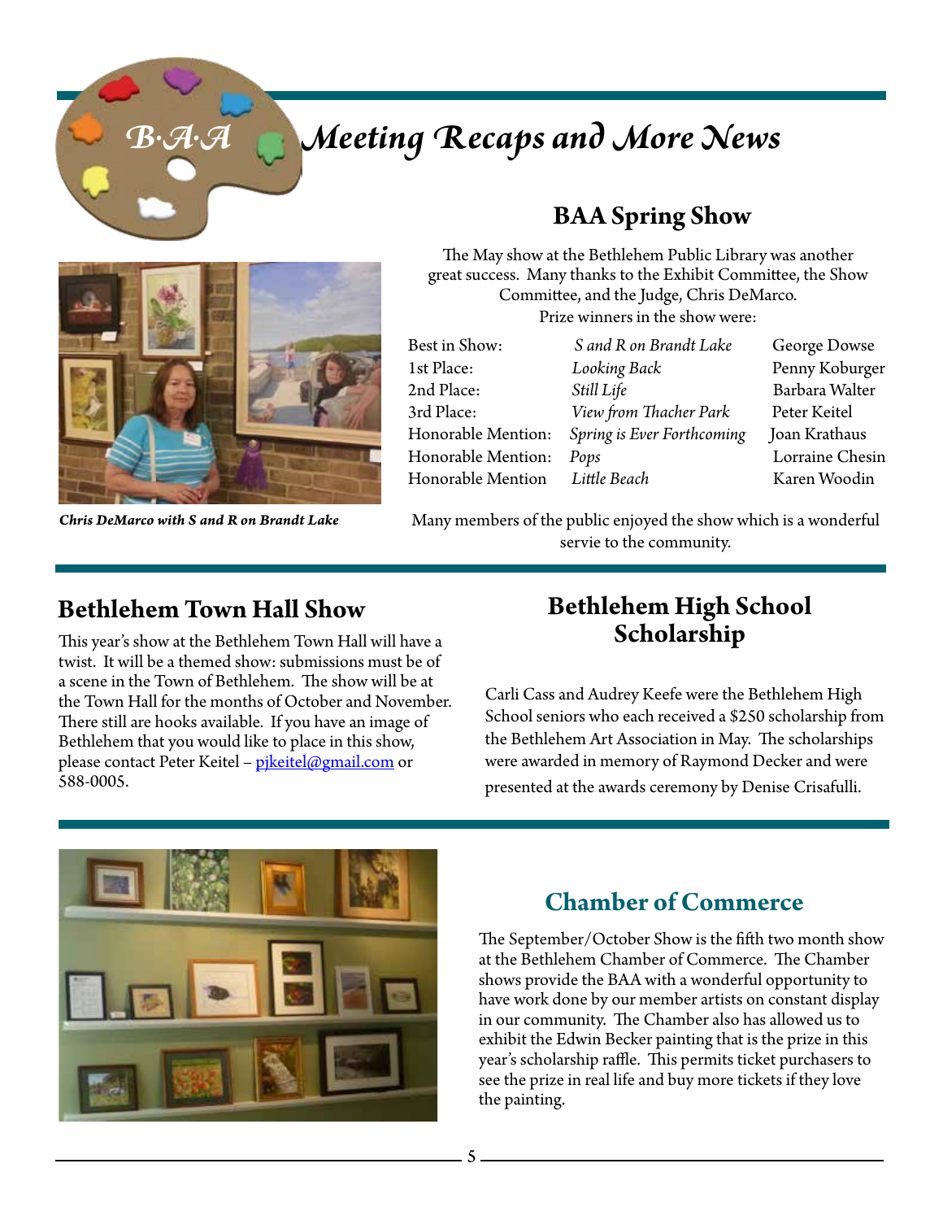# Meeting Recaps and More News

## BAA Spring Show

The May show at the Bethlehem Public Library was another great success. Many thanks to the Exhibit Committee, the Show Committee, and the Judge, Chris DeMarco.
Prize winners in the show were:

| | | |
|---|---|---|
| Best in Show: | *S and R on Brandt Lake* | George Dowse |
| 1st Place: | *Looking Back* | Penny Koburger |
| 2nd Place: | *Still Life* | Barbara Walter |
| 3rd Place: | *View from Thacher Park* | Peter Keitel |
| Honorable Mention: | *Spring is Ever Forthcoming* | Joan Krathaus |
| Honorable Mention: | *Pops* | Lorraine Chesin |
| Honorable Mention | *Little Beach* | Karen Woodin |

***Chris DeMarco with S and R on Brandt Lake***

Many members of the public enjoyed the show which is a wonderful servie to the community.

## Bethlehem Town Hall Show

This year's show at the Bethlehem Town Hall will have a twist. It will be a themed show: submissions must be of a scene in the Town of Bethlehem. The show will be at the Town Hall for the months of October and November. There still are hooks available. If you have an image of Bethlehem that you would like to place in this show, please contact Peter Keitel – pjkeitel@gmail.com or 588-0005.

## Bethlehem High School Scholarship

Carli Cass and Audrey Keefe were the Bethlehem High School seniors who each received a $250 scholarship from the Bethlehem Art Association in May. The scholarships were awarded in memory of Raymond Decker and were presented at the awards ceremony by Denise Crisafulli.

## Chamber of Commerce

The September/October Show is the fifth two month show at the Bethlehem Chamber of Commerce. The Chamber shows provide the BAA with a wonderful opportunity to have work done by our member artists on constant display in our community. The Chamber also has allowed us to exhibit the Edwin Becker painting that is the prize in this year's scholarship raffle. This permits ticket purchasers to see the prize in real life and buy more tickets if they love the painting.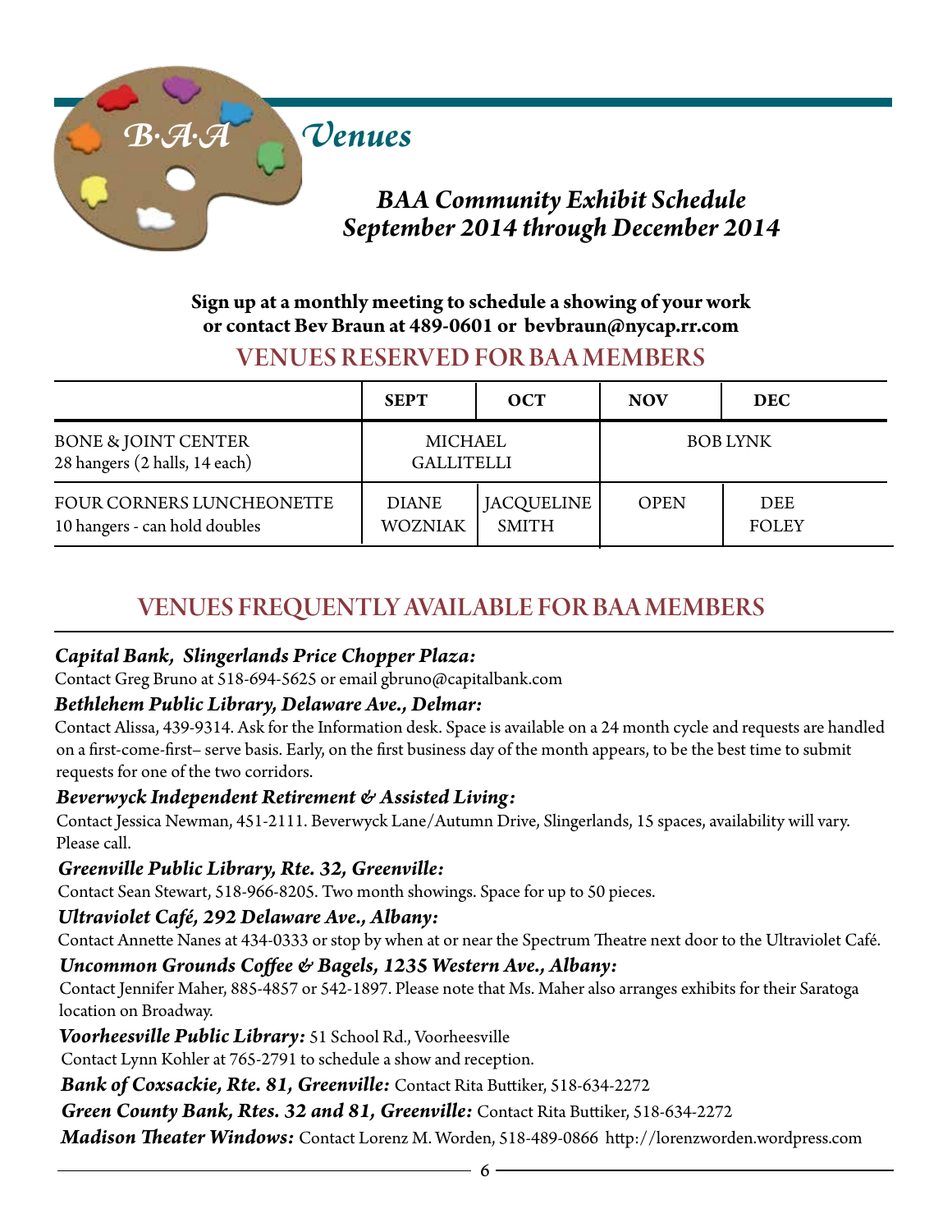# B·A·A Venues

## BAA Community Exhibit Schedule
## September 2014 through December 2014

**Sign up at a monthly meeting to schedule a showing of your work or contact Bev Braun at 489-0601 or bevbraun@nycap.rr.com**

## VENUES RESERVED FOR BAA MEMBERS

| | SEPT | OCT | NOV | DEC |
|---|---|---|---|---|
| BONE & JOINT CENTER<br>28 hangers (2 halls, 14 each) | MICHAEL GALLITELLI | | BOB LYNK | |
| FOUR CORNERS LUNCHEONETTE<br>10 hangers - can hold doubles | DIANE WOZNIAK | JACQUELINE SMITH | OPEN | DEE FOLEY |

## VENUES FREQUENTLY AVAILABLE FOR BAA MEMBERS

***Capital Bank, Slingerlands Price Chopper Plaza:***
Contact Greg Bruno at 518-694-5625 or email gbruno@capitalbank.com

***Bethlehem Public Library, Delaware Ave., Delmar:***
Contact Alissa, 439-9314. Ask for the Information desk. Space is available on a 24 month cycle and requests are handled on a first-come-first– serve basis. Early, on the first business day of the month appears, to be the best time to submit requests for one of the two corridors.

***Beverwyck Independent Retirement & Assisted Living:***
Contact Jessica Newman, 451-2111. Beverwyck Lane/Autumn Drive, Slingerlands, 15 spaces, availability will vary. Please call.

***Greenville Public Library, Rte. 32, Greenville:***
Contact Sean Stewart, 518-966-8205. Two month showings. Space for up to 50 pieces.

***Ultraviolet Café, 292 Delaware Ave., Albany:***
Contact Annette Nanes at 434-0333 or stop by when at or near the Spectrum Theatre next door to the Ultraviolet Café.

***Uncommon Grounds Coffee & Bagels, 1235 Western Ave., Albany:***
Contact Jennifer Maher, 885-4857 or 542-1897. Please note that Ms. Maher also arranges exhibits for their Saratoga location on Broadway.

***Voorheesville Public Library:*** 51 School Rd., Voorheesville
Contact Lynn Kohler at 765-2791 to schedule a show and reception.

***Bank of Coxsackie, Rte. 81, Greenville:*** Contact Rita Buttiker, 518-634-2272

***Green County Bank, Rtes. 32 and 81, Greenville:*** Contact Rita Buttiker, 518-634-2272

***Madison Theater Windows:*** Contact Lorenz M. Worden, 518-489-0866 http://lorenzworden.wordpress.com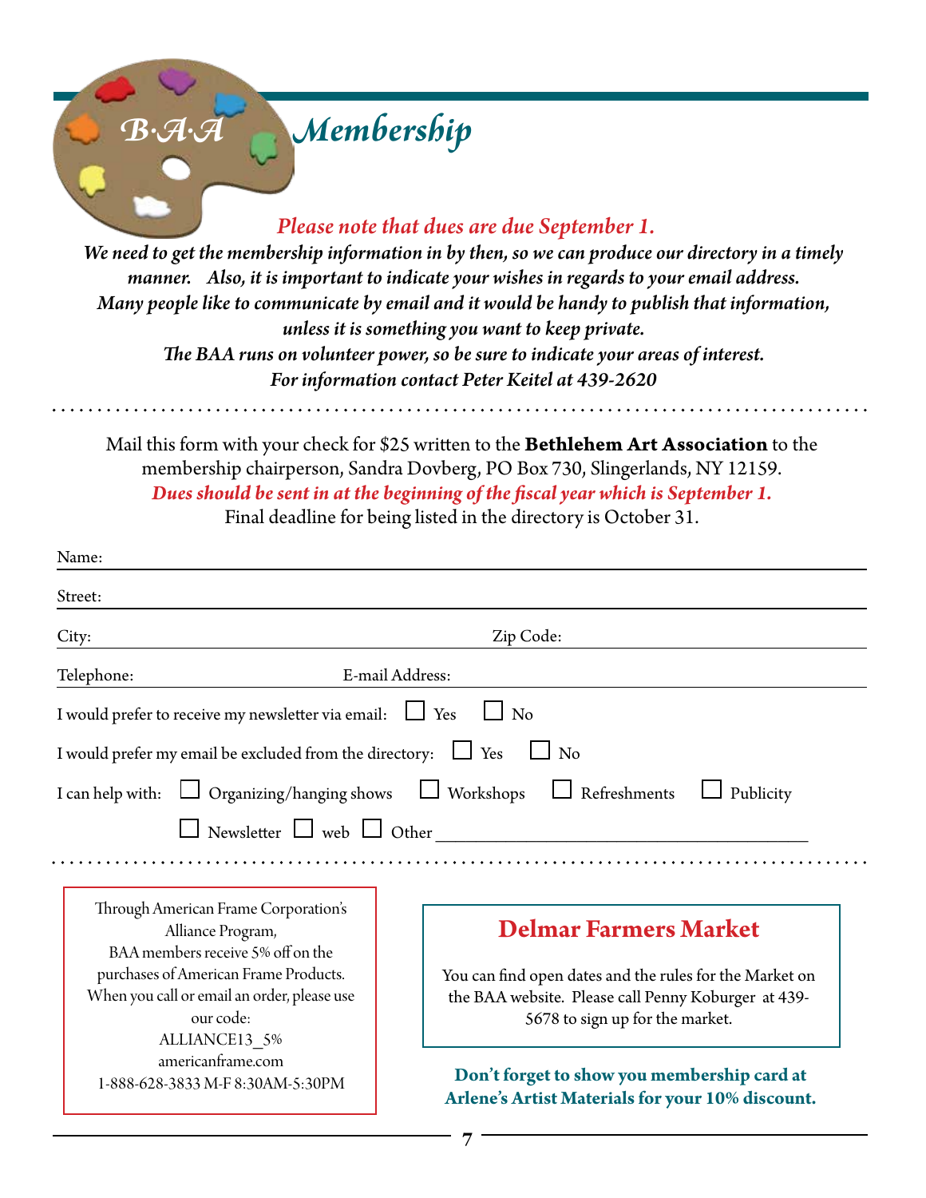# B·A·A Membership

***Please note that dues are due September 1.***

***We need to get the membership information in by then, so we can produce our directory in a timely manner. Also, it is important to indicate your wishes in regards to your email address. Many people like to communicate by email and it would be handy to publish that information, unless it is something you want to keep private.***

***The BAA runs on volunteer power, so be sure to indicate your areas of interest.***

***For information contact Peter Keitel at 439-2620***

---

Mail this form with your check for $25 written to the **Bethlehem Art Association** to the membership chairperson, Sandra Dovberg, PO Box 730, Slingerlands, NY 12159.

***Dues should be sent in at the beginning of the fiscal year which is September 1.***

Final deadline for being listed in the directory is October 31.

Name: ______________________________

Street: ______________________________

City: ______________________________ Zip Code: ______________________________

Telephone: ______________________________ E-mail Address: ______________________________

I would prefer to receive my newsletter via email: ☐ Yes ☐ No

I would prefer my email be excluded from the directory: ☐ Yes ☐ No

I can help with: ☐ Organizing/hanging shows ☐ Workshops ☐ Refreshments ☐ Publicity

☐ Newsletter ☐ web ☐ Other ______________________________

---

Through American Frame Corporation's Alliance Program,
BAA members receive 5% off on the purchases of American Frame Products.
When you call or email an order, please use our code:
ALLIANCE13_5%
americanframe.com
1-888-628-3833 M-F 8:30AM-5:30PM

## Delmar Farmers Market

You can find open dates and the rules for the Market on the BAA website. Please call Penny Koburger at 439-5678 to sign up for the market.

**Don't forget to show you membership card at Arlene's Artist Materials for your 10% discount.**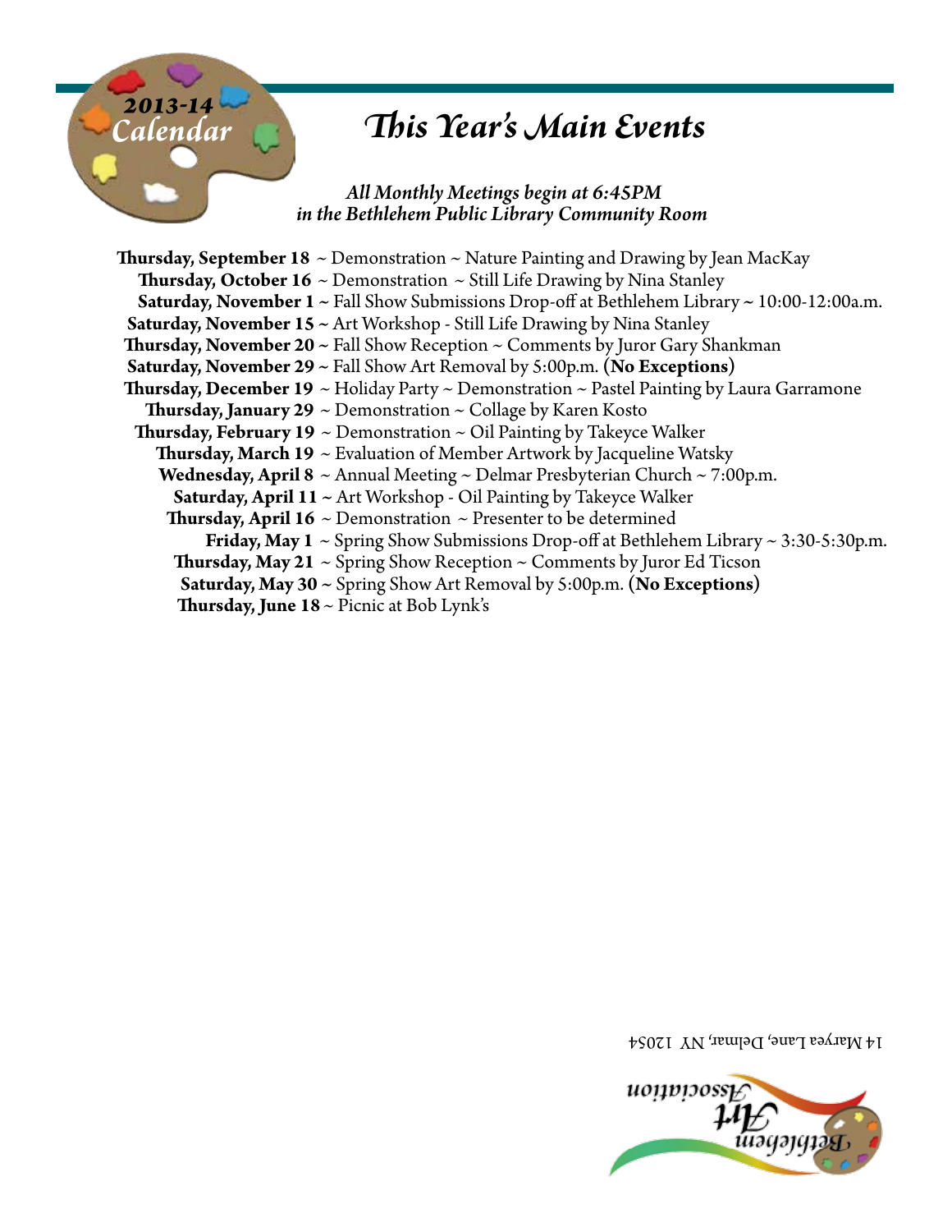**2013-14 Calendar**

# This Year's Main Events

*All Monthly Meetings begin at 6:45PM*
*in the Bethlehem Public Library Community Room*

**Thursday, September 18** ~ Demonstration ~ Nature Painting and Drawing by Jean MacKay
**Thursday, October 16** ~ Demonstration ~ Still Life Drawing by Nina Stanley
**Saturday, November 1** ~ Fall Show Submissions Drop-off at Bethlehem Library ~ 10:00-12:00a.m.
**Saturday, November 15** ~ Art Workshop - Still Life Drawing by Nina Stanley
**Thursday, November 20** ~ Fall Show Reception ~ Comments by Juror Gary Shankman
**Saturday, November 29** ~ Fall Show Art Removal by 5:00p.m. **(No Exceptions)**
**Thursday, December 19** ~ Holiday Party ~ Demonstration ~ Pastel Painting by Laura Garramone
**Thursday, January 29** ~ Demonstration ~ Collage by Karen Kosto
**Thursday, February 19** ~ Demonstration ~ Oil Painting by Takeyce Walker
**Thursday, March 19** ~ Evaluation of Member Artwork by Jacqueline Watsky
**Wednesday, April 8** ~ Annual Meeting ~ Delmar Presbyterian Church ~ 7:00p.m.
**Saturday, April 11** ~ Art Workshop - Oil Painting by Takeyce Walker
**Thursday, April 16** ~ Demonstration ~ Presenter to be determined
**Friday, May 1** ~ Spring Show Submissions Drop-off at Bethlehem Library ~ 3:30-5:30p.m.
**Thursday, May 21** ~ Spring Show Reception ~ Comments by Juror Ed Ticson
**Saturday, May 30** ~ Spring Show Art Removal by 5:00p.m. **(No Exceptions)**
**Thursday, June 18** ~ Picnic at Bob Lynk's

Bethlehem Art Association

14 Maryea Lane, Delmar, NY 12054